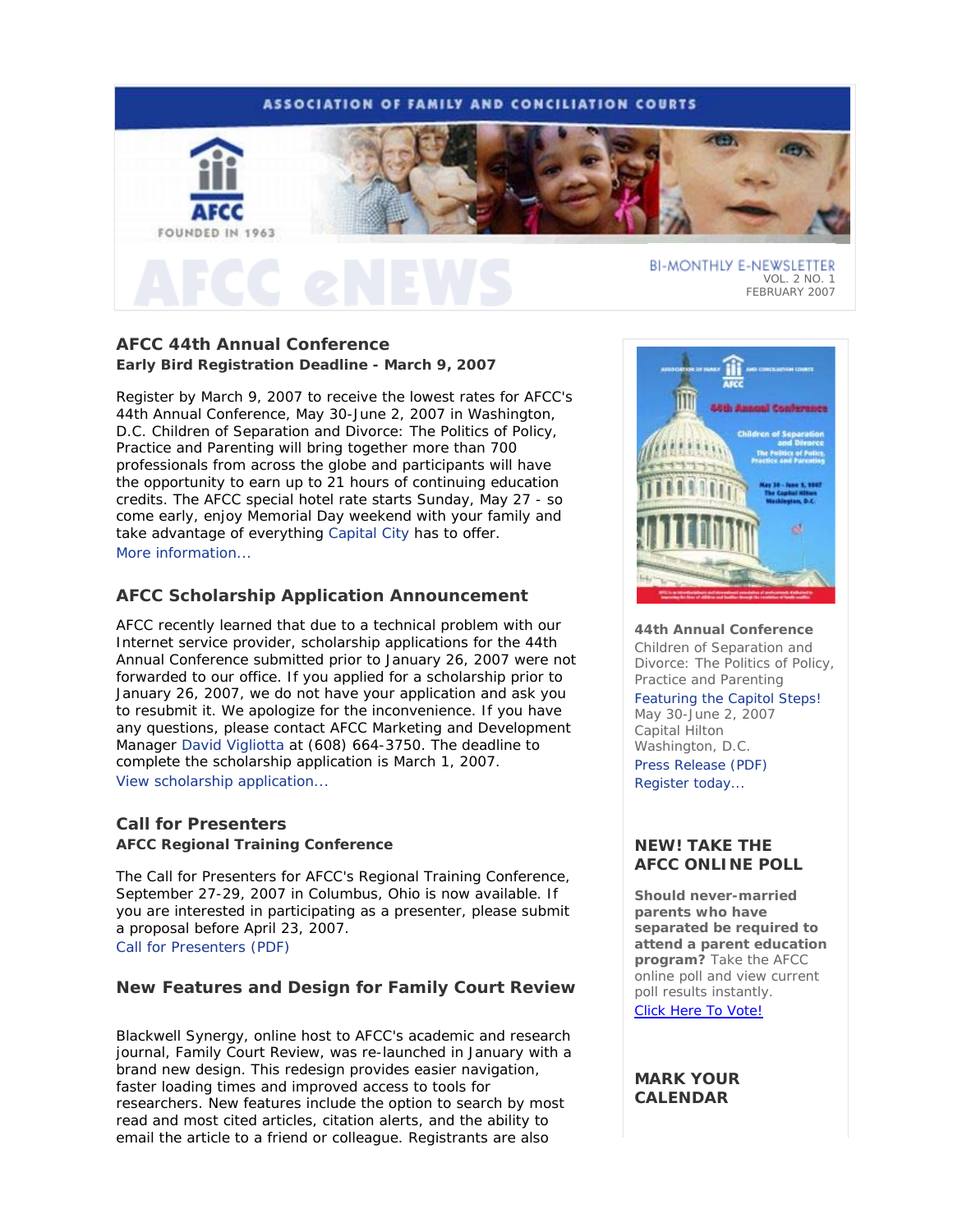ASSOCIATION OF FAMILY AND CONCILIATION COURTS

AFCC
FOUNDED IN 1963

# AFCC eNEWS

BI-MONTHLY E-NEWSLETTER
VOL. 2 NO. 1
FEBRUARY 2007

## AFCC 44th Annual Conference

**Early Bird Registration Deadline - March 9, 2007**

Register by March 9, 2007 to receive the lowest rates for AFCC's 44th Annual Conference, May 30-June 2, 2007 in Washington, D.C. Children of Separation and Divorce: The Politics of Policy, Practice and Parenting will bring together more than 700 professionals from across the globe and participants will have the opportunity to earn up to 21 hours of continuing education credits. The AFCC special hotel rate starts Sunday, May 27 - so come early, enjoy Memorial Day weekend with your family and take advantage of everything Capital City has to offer.
More information...

## AFCC Scholarship Application Announcement

AFCC recently learned that due to a technical problem with our Internet service provider, scholarship applications for the 44th Annual Conference submitted prior to January 26, 2007 were not forwarded to our office. If you applied for a scholarship prior to January 26, 2007, we do not have your application and ask you to resubmit it. We apologize for the inconvenience. If you have any questions, please contact AFCC Marketing and Development Manager David Vigliotta at (608) 664-3750. The deadline to complete the scholarship application is March 1, 2007.
View scholarship application...

## Call for Presenters

**AFCC Regional Training Conference**

The Call for Presenters for AFCC's Regional Training Conference, September 27-29, 2007 in Columbus, Ohio is now available. If you are interested in participating as a presenter, please submit a proposal before April 23, 2007.
Call for Presenters (PDF)

## New Features and Design for Family Court Review

Blackwell Synergy, online host to AFCC's academic and research journal, Family Court Review, was re-launched in January with a brand new design. This redesign provides easier navigation, faster loading times and improved access to tools for researchers. New features include the option to search by most read and most cited articles, citation alerts, and the ability to email the article to a friend or colleague. Registrants are also

**44th Annual Conference**
Children of Separation and Divorce: The Politics of Policy, Practice and Parenting
Featuring the Capitol Steps!
May 30-June 2, 2007
Capital Hilton
Washington, D.C.
Press Release (PDF)
Register today...

### NEW! TAKE THE AFCC ONLINE POLL

**Should never-married parents who have separated be required to attend a parent education program?** Take the AFCC online poll and view current poll results instantly.
Click Here To Vote!

### MARK YOUR CALENDAR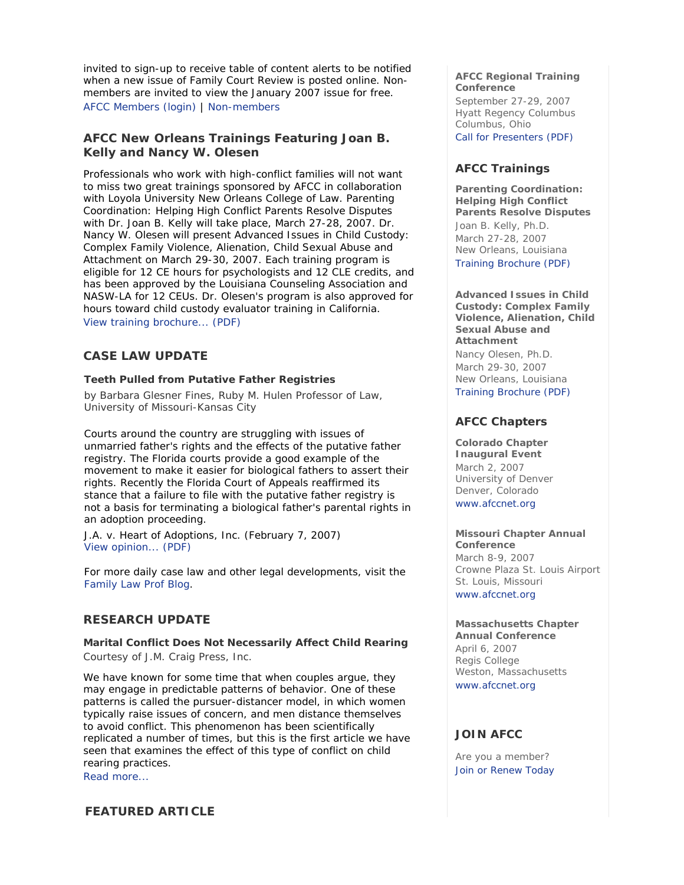invited to sign-up to receive table of content alerts to be notified when a new issue of Family Court Review is posted online. Non-members are invited to view the January 2007 issue for free.

AFCC Members (login) | Non-members

### AFCC New Orleans Trainings Featuring Joan B. Kelly and Nancy W. Olesen

Professionals who work with high-conflict families will not want to miss two great trainings sponsored by AFCC in collaboration with Loyola University New Orleans College of Law. Parenting Coordination: Helping High Conflict Parents Resolve Disputes with Dr. Joan B. Kelly will take place, March 27-28, 2007. Dr. Nancy W. Olesen will present Advanced Issues in Child Custody: Complex Family Violence, Alienation, Child Sexual Abuse and Attachment on March 29-30, 2007. Each training program is eligible for 12 CE hours for psychologists and 12 CLE credits, and has been approved by the Louisiana Counseling Association and NASW-LA for 12 CEUs. Dr. Olesen's program is also approved for hours toward child custody evaluator training in California.

View training brochure... (PDF)

## CASE LAW UPDATE

**Teeth Pulled from Putative Father Registries**

by Barbara Glesner Fines, Ruby M. Hulen Professor of Law, University of Missouri-Kansas City

Courts around the country are struggling with issues of unmarried father's rights and the effects of the putative father registry. The Florida courts provide a good example of the movement to make it easier for biological fathers to assert their rights. Recently the Florida Court of Appeals reaffirmed its stance that a failure to file with the putative father registry is not a basis for terminating a biological father's parental rights in an adoption proceeding.

J.A. v. Heart of Adoptions, Inc. (February 7, 2007)
View opinion... (PDF)

For more daily case law and other legal developments, visit the Family Law Prof Blog.

## RESEARCH UPDATE

**Marital Conflict Does Not Necessarily Affect Child Rearing**

Courtesy of J.M. Craig Press, Inc.

We have known for some time that when couples argue, they may engage in predictable patterns of behavior. One of these patterns is called the pursuer-distancer model, in which women typically raise issues of concern, and men distance themselves to avoid conflict. This phenomenon has been scientifically replicated a number of times, but this is the first article we have seen that examines the effect of this type of conflict on child rearing practices.

Read more...

## FEATURED ARTICLE

**AFCC Regional Training Conference**
September 27-29, 2007
Hyatt Regency Columbus
Columbus, Ohio
Call for Presenters (PDF)

## AFCC Trainings

**Parenting Coordination: Helping High Conflict Parents Resolve Disputes**
Joan B. Kelly, Ph.D.
March 27-28, 2007
New Orleans, Louisiana
Training Brochure (PDF)

**Advanced Issues in Child Custody: Complex Family Violence, Alienation, Child Sexual Abuse and Attachment**
Nancy Olesen, Ph.D.
March 29-30, 2007
New Orleans, Louisiana
Training Brochure (PDF)

## AFCC Chapters

**Colorado Chapter Inaugural Event**
March 2, 2007
University of Denver
Denver, Colorado
www.afccnet.org

**Missouri Chapter Annual Conference**
March 8-9, 2007
Crowne Plaza St. Louis Airport
St. Louis, Missouri
www.afccnet.org

**Massachusetts Chapter Annual Conference**
April 6, 2007
Regis College
Weston, Massachusetts
www.afccnet.org

## JOIN AFCC

Are you a member?
Join or Renew Today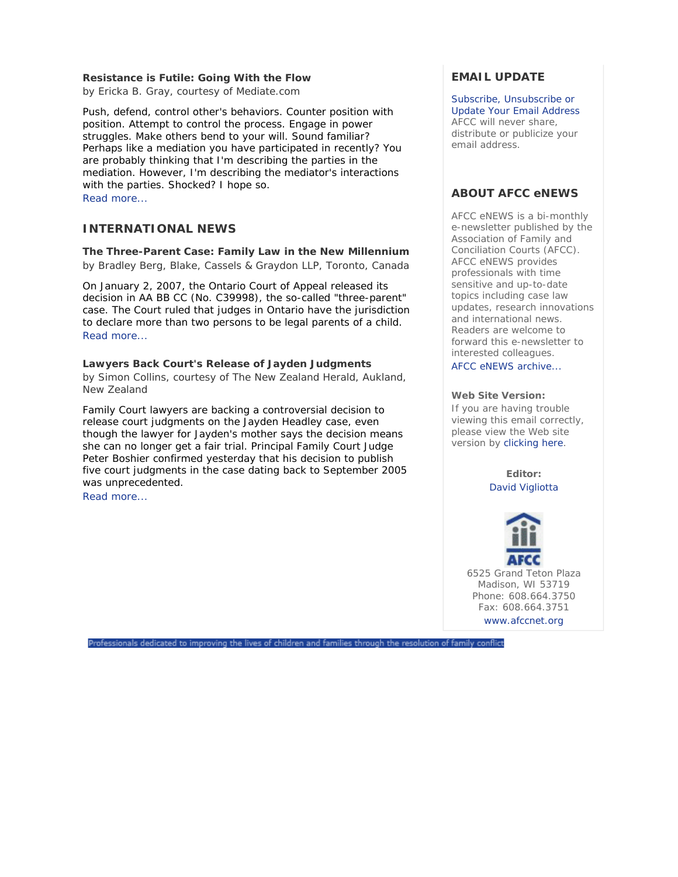**Resistance is Futile: Going With the Flow**
by Ericka B. Gray, courtesy of Mediate.com

Push, defend, control other's behaviors. Counter position with position. Attempt to control the process. Engage in power struggles. Make others bend to your will. Sound familiar? Perhaps like a mediation you have participated in recently? You are probably thinking that I'm describing the parties in the mediation. However, I'm describing the mediator's interactions with the parties. Shocked? I hope so.
Read more...

## INTERNATIONAL NEWS

**The Three-Parent Case: Family Law in the New Millennium**
by Bradley Berg, Blake, Cassels & Graydon LLP, Toronto, Canada

On January 2, 2007, the Ontario Court of Appeal released its decision in AA BB CC (No. C39998), the so-called "three-parent" case. The Court ruled that judges in Ontario have the jurisdiction to declare more than two persons to be legal parents of a child.
Read more...

**Lawyers Back Court's Release of Jayden Judgments**
by Simon Collins, courtesy of The New Zealand Herald, Aukland, New Zealand

Family Court lawyers are backing a controversial decision to release court judgments on the Jayden Headley case, even though the lawyer for Jayden's mother says the decision means she can no longer get a fair trial. Principal Family Court Judge Peter Boshier confirmed yesterday that his decision to publish five court judgments in the case dating back to September 2005 was unprecedented.
Read more...

## EMAIL UPDATE

Subscribe, Unsubscribe or Update Your Email Address
AFCC will never share, distribute or publicize your email address.

## ABOUT AFCC eNEWS

AFCC eNEWS is a bi-monthly e-newsletter published by the Association of Family and Conciliation Courts (AFCC). AFCC eNEWS provides professionals with time sensitive and up-to-date topics including case law updates, research innovations and international news. Readers are welcome to forward this e-newsletter to interested colleagues.
AFCC eNEWS archive...

**Web Site Version:**
If you are having trouble viewing this email correctly, please view the Web site version by clicking here.

**Editor:**
David Vigliotta

AFCC

6525 Grand Teton Plaza
Madison, WI 53719
Phone: 608.664.3750
Fax: 608.664.3751
www.afccnet.org

Professionals dedicated to improving the lives of children and families through the resolution of family conflict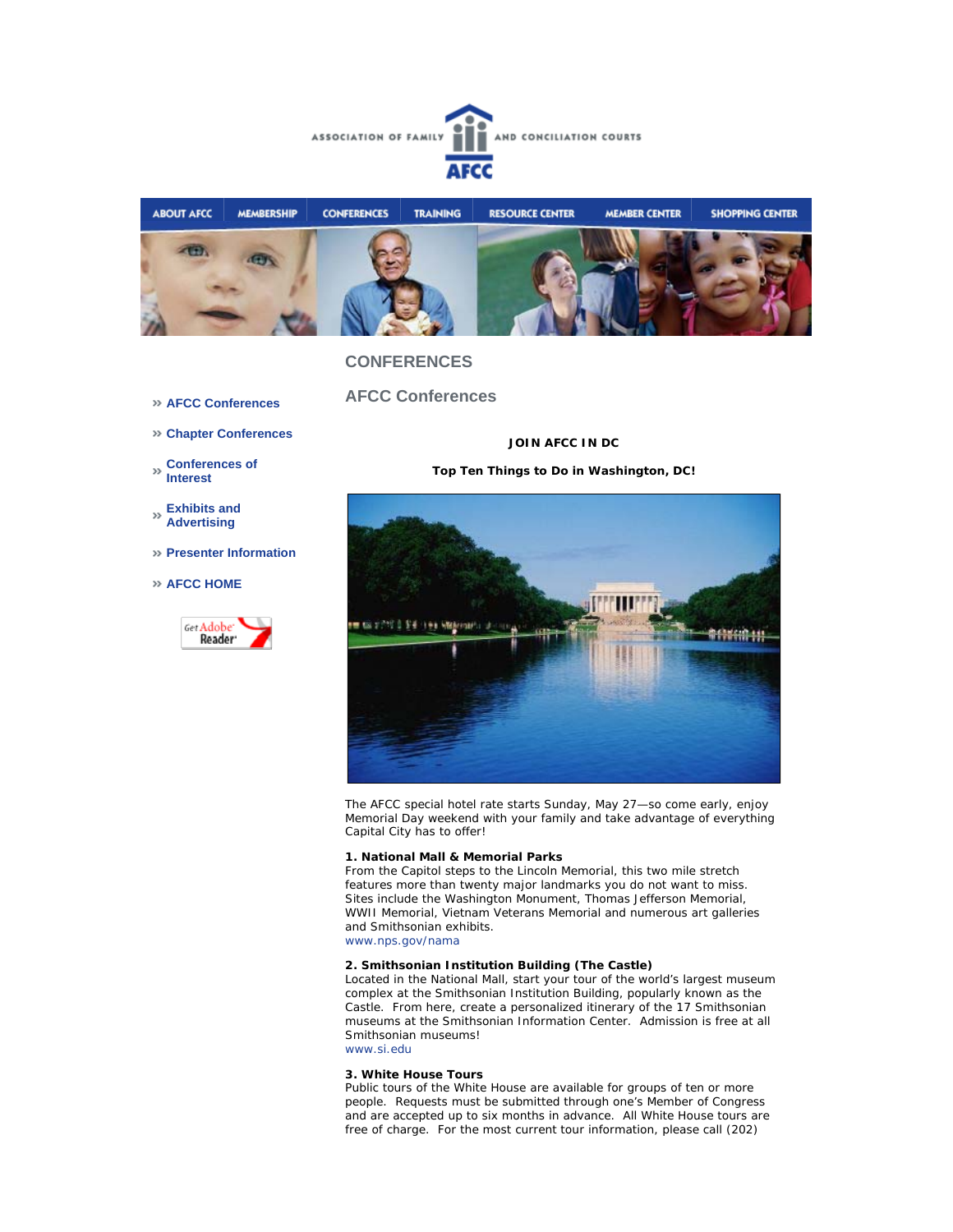ASSOCIATION OF FAMILY AND CONCILIATION COURTS

AFCC

ABOUT AFCC | MEMBERSHIP | CONFERENCES | TRAINING | RESOURCE CENTER | MEMBER CENTER | SHOPPING CENTER

- » AFCC Conferences
- » Chapter Conferences
- » Conferences of Interest
- » Exhibits and Advertising
- » Presenter Information
- » AFCC HOME

# CONFERENCES

## AFCC Conferences

**JOIN AFCC IN DC**

**Top Ten Things to Do in Washington, DC!**

The AFCC special hotel rate starts Sunday, May 27—so come early, enjoy Memorial Day weekend with your family and take advantage of everything Capital City has to offer!

**1. National Mall & Memorial Parks**
From the Capitol steps to the Lincoln Memorial, this two mile stretch features more than twenty major landmarks you do not want to miss. Sites include the Washington Monument, Thomas Jefferson Memorial, WWII Memorial, Vietnam Veterans Memorial and numerous art galleries and Smithsonian exhibits.
www.nps.gov/nama

**2. Smithsonian Institution Building (The Castle)**
Located in the National Mall, start your tour of the world's largest museum complex at the Smithsonian Institution Building, popularly known as the Castle. From here, create a personalized itinerary of the 17 Smithsonian museums at the Smithsonian Information Center. Admission is free at all Smithsonian museums!
www.si.edu

**3. White House Tours**
Public tours of the White House are available for groups of ten or more people. Requests must be submitted through one's Member of Congress and are accepted up to six months in advance. All White House tours are free of charge. For the most current tour information, please call (202)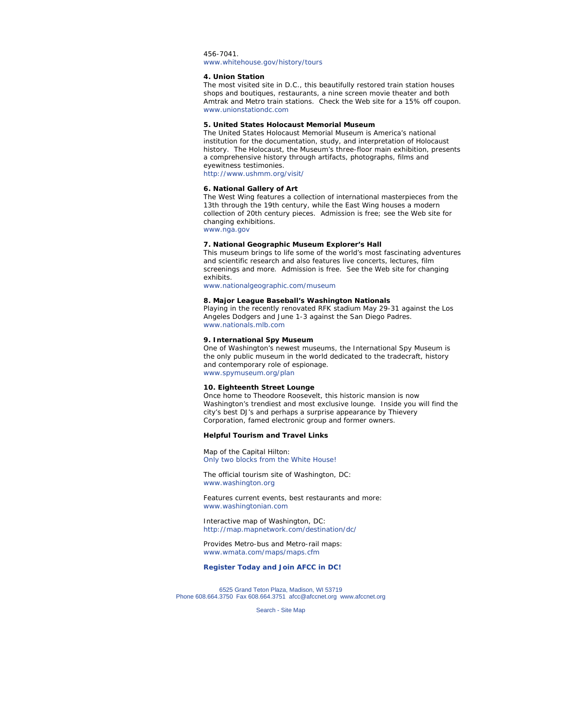456-7041.
www.whitehouse.gov/history/tours

**4. Union Station**
The most visited site in D.C., this beautifully restored train station houses shops and boutiques, restaurants, a nine screen movie theater and both Amtrak and Metro train stations. Check the Web site for a 15% off coupon.
www.unionstationdc.com

**5. United States Holocaust Memorial Museum**
The United States Holocaust Memorial Museum is America's national institution for the documentation, study, and interpretation of Holocaust history. The Holocaust, the Museum's three-floor main exhibition, presents a comprehensive history through artifacts, photographs, films and eyewitness testimonies.
http://www.ushmm.org/visit/

**6. National Gallery of Art**
The West Wing features a collection of international masterpieces from the 13th through the 19th century, while the East Wing houses a modern collection of 20th century pieces. Admission is free; see the Web site for changing exhibitions.
www.nga.gov

**7. National Geographic Museum Explorer's Hall**
This museum brings to life some of the world's most fascinating adventures and scientific research and also features live concerts, lectures, film screenings and more. Admission is free. See the Web site for changing exhibits.
www.nationalgeographic.com/museum

**8. Major League Baseball's Washington Nationals**
Playing in the recently renovated RFK stadium May 29-31 against the Los Angeles Dodgers and June 1-3 against the San Diego Padres.
www.nationals.mlb.com

**9. International Spy Museum**
One of Washington's newest museums, the International Spy Museum is the only public museum in the world dedicated to the tradecraft, history and contemporary role of espionage.
www.spymuseum.org/plan

**10. Eighteenth Street Lounge**
Once home to Theodore Roosevelt, this historic mansion is now Washington's trendiest and most exclusive lounge. Inside you will find the city's best DJ's and perhaps a surprise appearance by Thievery Corporation, famed electronic group and former owners.

**Helpful Tourism and Travel Links**

Map of the Capital Hilton:
Only two blocks from the White House!

The official tourism site of Washington, DC:
www.washington.org

Features current events, best restaurants and more:
www.washingtonian.com

Interactive map of Washington, DC:
http://map.mapnetwork.com/destination/dc/

Provides Metro-bus and Metro-rail maps:
www.wmata.com/maps/maps.cfm

**Register Today and Join AFCC in DC!**

6525 Grand Teton Plaza, Madison, WI 53719
Phone 608.664.3750 Fax 608.664.3751 afcc@afccnet.org www.afccnet.org

Search - Site Map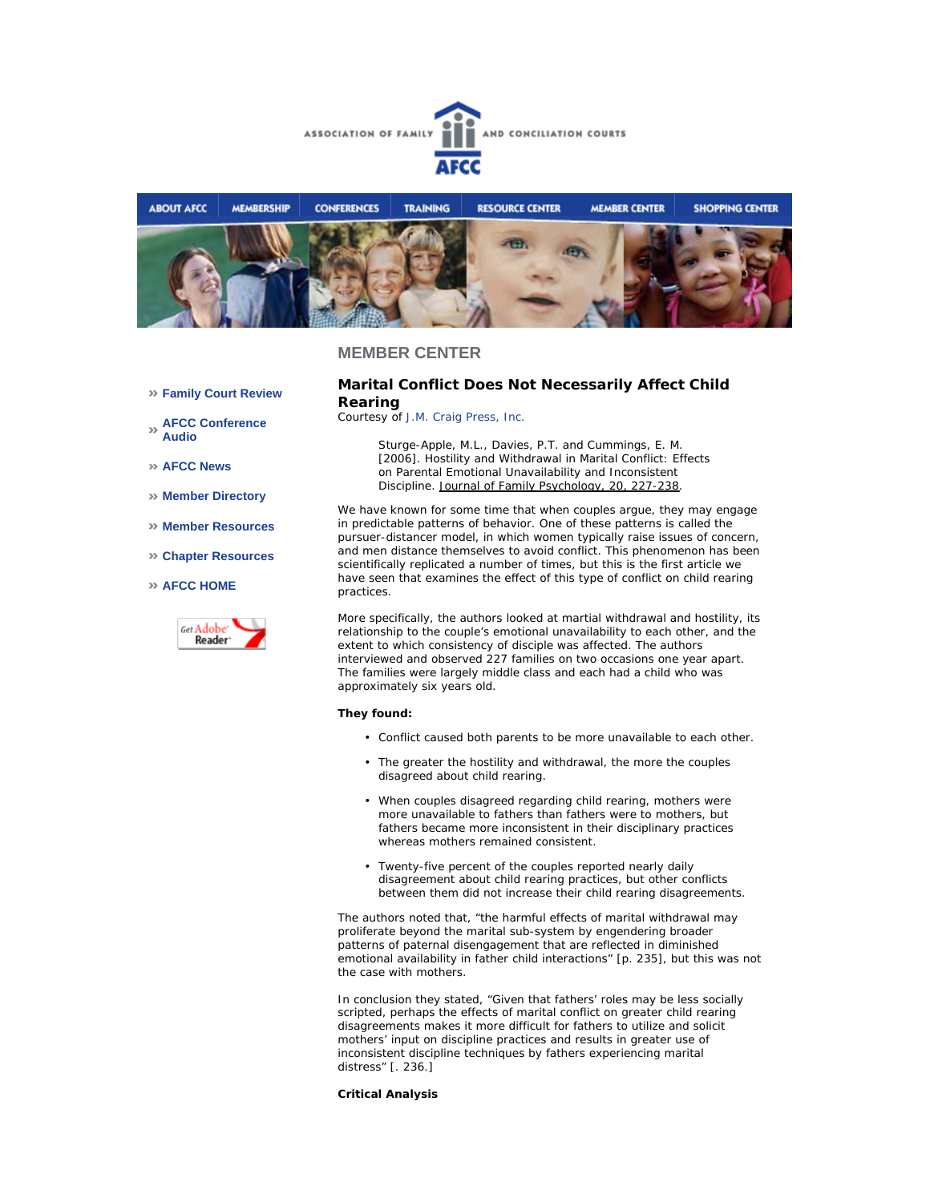ASSOCIATION OF FAMILY AND CONCILIATION COURTS

AFCC

ABOUT AFCC | MEMBERSHIP | CONFERENCES | TRAINING | RESOURCE CENTER | MEMBER CENTER | SHOPPING CENTER

## MEMBER CENTER

- Family Court Review
- AFCC Conference Audio
- AFCC News
- Member Directory
- Member Resources
- Chapter Resources
- AFCC HOME

### Marital Conflict Does Not Necessarily Affect Child Rearing

Courtesy of J.M. Craig Press, Inc.

> Sturge-Apple, M.L., Davies, P.T. and Cummings, E. M. [2006]. Hostility and Withdrawal in Marital Conflict: Effects on Parental Emotional Unavailability and Inconsistent Discipline. Journal of Family Psychology, 20, 227-238.

We have known for some time that when couples argue, they may engage in predictable patterns of behavior. One of these patterns is called the pursuer-distancer model, in which women typically raise issues of concern, and men distance themselves to avoid conflict. This phenomenon has been scientifically replicated a number of times, but this is the first article we have seen that examines the effect of this type of conflict on child rearing practices.

More specifically, the authors looked at martial withdrawal and hostility, its relationship to the couple's emotional unavailability to each other, and the extent to which consistency of disciple was affected. The authors interviewed and observed 227 families on two occasions one year apart. The families were largely middle class and each had a child who was approximately six years old.

**They found:**

- Conflict caused both parents to be more unavailable to each other.
- The greater the hostility and withdrawal, the more the couples disagreed about child rearing.
- When couples disagreed regarding child rearing, mothers were more unavailable to fathers than fathers were to mothers, but fathers became more inconsistent in their disciplinary practices whereas mothers remained consistent.
- Twenty-five percent of the couples reported nearly daily disagreement about child rearing practices, but other conflicts between them did not increase their child rearing disagreements.

The authors noted that, "the harmful effects of marital withdrawal may proliferate beyond the marital sub-system by engendering broader patterns of paternal disengagement that are reflected in diminished emotional availability in father child interactions" [p. 235], but this was not the case with mothers.

In conclusion they stated, "Given that fathers' roles may be less socially scripted, perhaps the effects of marital conflict on greater child rearing disagreements makes it more difficult for fathers to utilize and solicit mothers' input on discipline practices and results in greater use of inconsistent discipline techniques by fathers experiencing marital distress" [. 236.]

**Critical Analysis**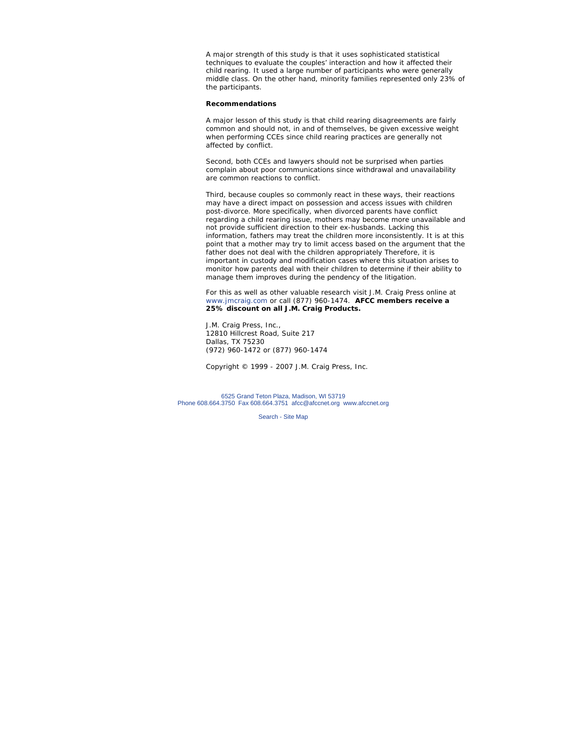A major strength of this study is that it uses sophisticated statistical techniques to evaluate the couples' interaction and how it affected their child rearing. It used a large number of participants who were generally middle class. On the other hand, minority families represented only 23% of the participants.

**Recommendations**

A major lesson of this study is that child rearing disagreements are fairly common and should not, in and of themselves, be given excessive weight when performing CCEs since child rearing practices are generally not affected by conflict.

Second, both CCEs and lawyers should not be surprised when parties complain about poor communications since withdrawal and unavailability are common reactions to conflict.

Third, because couples so commonly react in these ways, their reactions may have a direct impact on possession and access issues with children post-divorce. More specifically, when divorced parents have conflict regarding a child rearing issue, mothers may become more unavailable and not provide sufficient direction to their ex-husbands. Lacking this information, fathers may treat the children more inconsistently. It is at this point that a mother may try to limit access based on the argument that the father does not deal with the children appropriately Therefore, it is important in custody and modification cases where this situation arises to monitor how parents deal with their children to determine if their ability to manage them improves during the pendency of the litigation.

For this as well as other valuable research visit J.M. Craig Press online at www.jmcraig.com or call (877) 960-1474. **AFCC members receive a 25% discount on all J.M. Craig Products.**

J.M. Craig Press, Inc.,
12810 Hillcrest Road, Suite 217
Dallas, TX 75230
(972) 960-1472 or (877) 960-1474

Copyright © 1999 - 2007 J.M. Craig Press, Inc.

6525 Grand Teton Plaza, Madison, WI 53719
Phone 608.664.3750 Fax 608.664.3751 afcc@afccnet.org www.afccnet.org

Search - Site Map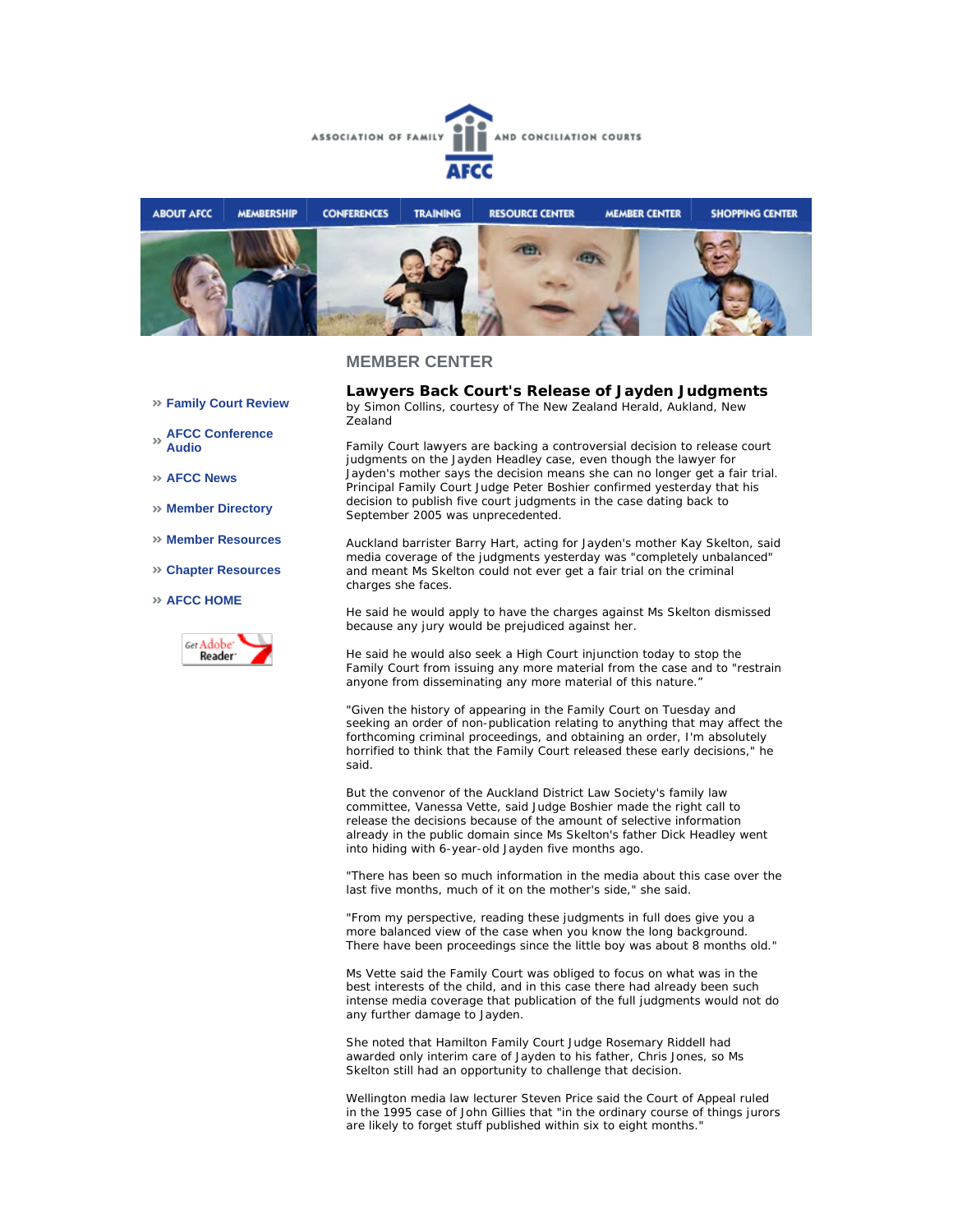ASSOCIATION OF FAMILY AND CONCILIATION COURTS

AFCC

ABOUT AFCC | MEMBERSHIP | CONFERENCES | TRAINING | RESOURCE CENTER | MEMBER CENTER | SHOPPING CENTER

- » Family Court Review
- » AFCC Conference Audio
- » AFCC News
- » Member Directory
- » Member Resources
- » Chapter Resources
- » AFCC HOME

Get Adobe Reader

## MEMBER CENTER

### Lawyers Back Court's Release of Jayden Judgments

by Simon Collins, courtesy of The New Zealand Herald, Aukland, New Zealand

Family Court lawyers are backing a controversial decision to release court judgments on the Jayden Headley case, even though the lawyer for Jayden's mother says the decision means she can no longer get a fair trial. Principal Family Court Judge Peter Boshier confirmed yesterday that his decision to publish five court judgments in the case dating back to September 2005 was unprecedented.

Auckland barrister Barry Hart, acting for Jayden's mother Kay Skelton, said media coverage of the judgments yesterday was "completely unbalanced" and meant Ms Skelton could not ever get a fair trial on the criminal charges she faces.

He said he would apply to have the charges against Ms Skelton dismissed because any jury would be prejudiced against her.

He said he would also seek a High Court injunction today to stop the Family Court from issuing any more material from the case and to "restrain anyone from disseminating any more material of this nature."

"Given the history of appearing in the Family Court on Tuesday and seeking an order of non-publication relating to anything that may affect the forthcoming criminal proceedings, and obtaining an order, I'm absolutely horrified to think that the Family Court released these early decisions," he said.

But the convenor of the Auckland District Law Society's family law committee, Vanessa Vette, said Judge Boshier made the right call to release the decisions because of the amount of selective information already in the public domain since Ms Skelton's father Dick Headley went into hiding with 6-year-old Jayden five months ago.

"There has been so much information in the media about this case over the last five months, much of it on the mother's side," she said.

"From my perspective, reading these judgments in full does give you a more balanced view of the case when you know the long background. There have been proceedings since the little boy was about 8 months old."

Ms Vette said the Family Court was obliged to focus on what was in the best interests of the child, and in this case there had already been such intense media coverage that publication of the full judgments would not do any further damage to Jayden.

She noted that Hamilton Family Court Judge Rosemary Riddell had awarded only interim care of Jayden to his father, Chris Jones, so Ms Skelton still had an opportunity to challenge that decision.

Wellington media law lecturer Steven Price said the Court of Appeal ruled in the 1995 case of John Gillies that "in the ordinary course of things jurors are likely to forget stuff published within six to eight months."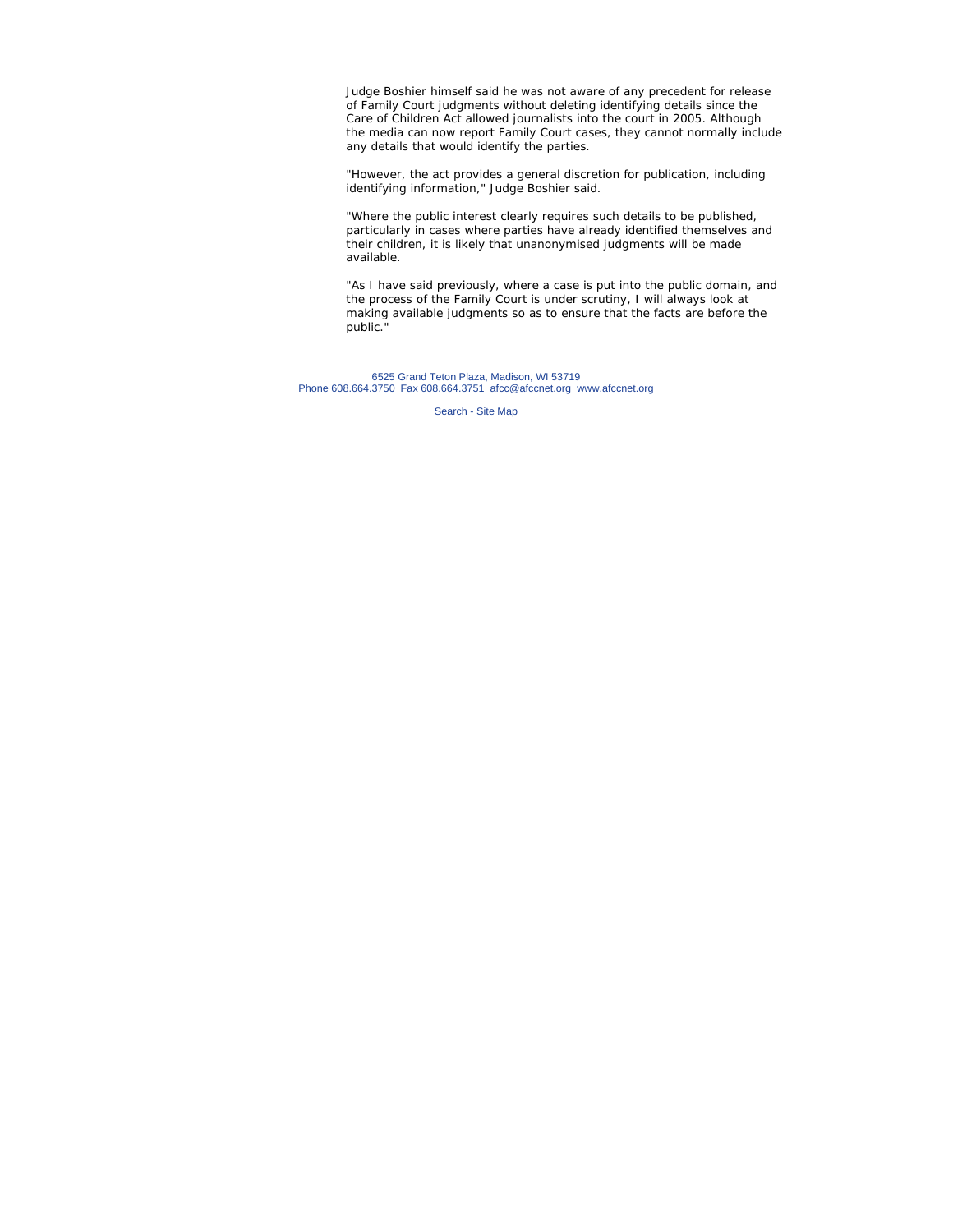Judge Boshier himself said he was not aware of any precedent for release of Family Court judgments without deleting identifying details since the Care of Children Act allowed journalists into the court in 2005. Although the media can now report Family Court cases, they cannot normally include any details that would identify the parties.

"However, the act provides a general discretion for publication, including identifying information," Judge Boshier said.

"Where the public interest clearly requires such details to be published, particularly in cases where parties have already identified themselves and their children, it is likely that unanonymised judgments will be made available.

"As I have said previously, where a case is put into the public domain, and the process of the Family Court is under scrutiny, I will always look at making available judgments so as to ensure that the facts are before the public."

6525 Grand Teton Plaza, Madison, WI 53719
Phone 608.664.3750 Fax 608.664.3751 afcc@afccnet.org www.afccnet.org

Search - Site Map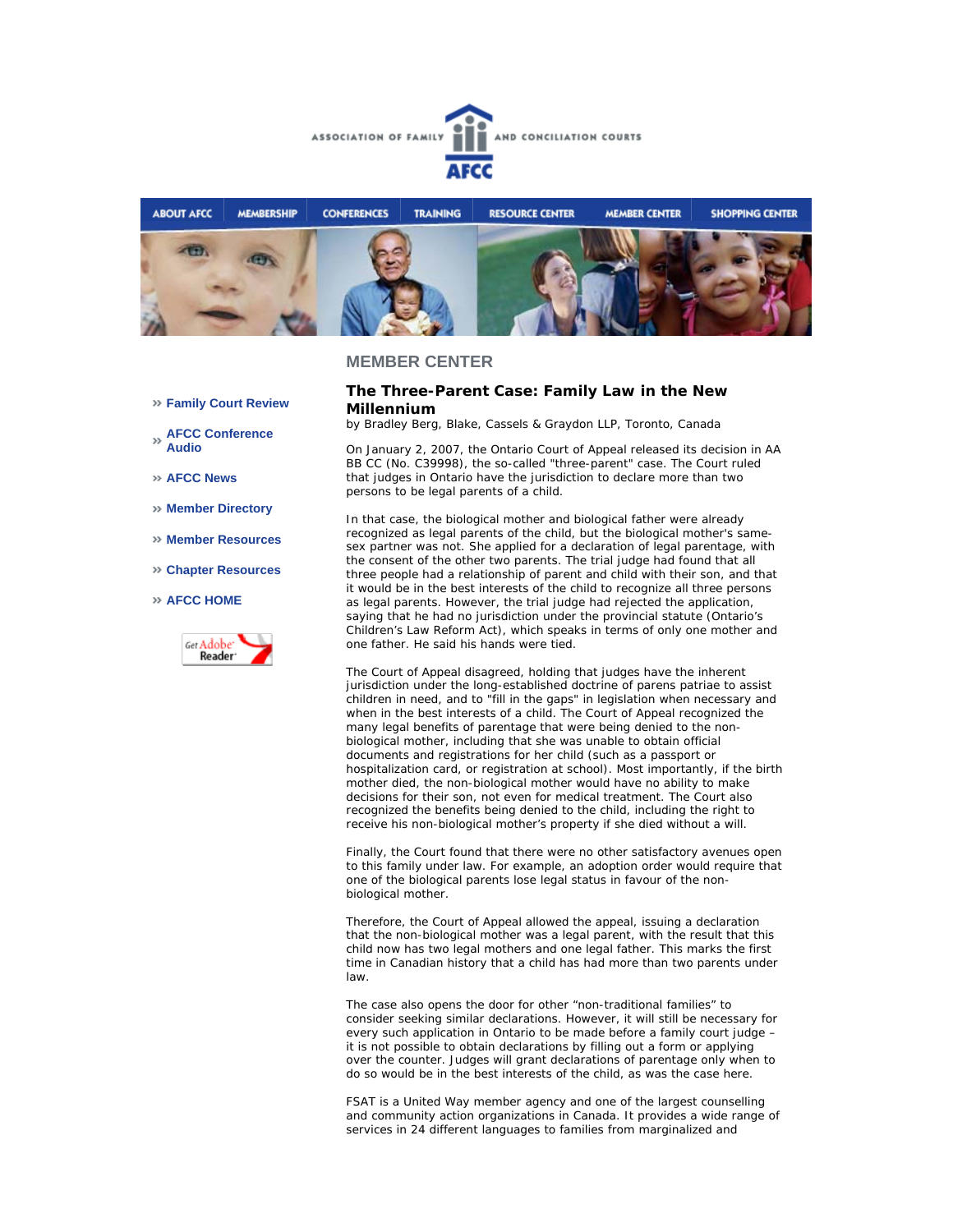ASSOCIATION OF FAMILY AND CONCILIATION COURTS

AFCC

ABOUT AFCC | MEMBERSHIP | CONFERENCES | TRAINING | RESOURCE CENTER | MEMBER CENTER | SHOPPING CENTER

## MEMBER CENTER

- » Family Court Review
- » AFCC Conference Audio
- » AFCC News
- » Member Directory
- » Member Resources
- » Chapter Resources
- » AFCC HOME

Get Adobe Reader

### The Three-Parent Case: Family Law in the New Millennium

by Bradley Berg, Blake, Cassels & Graydon LLP, Toronto, Canada

On January 2, 2007, the Ontario Court of Appeal released its decision in AA BB CC (No. C39998), the so-called "three-parent" case. The Court ruled that judges in Ontario have the jurisdiction to declare more than two persons to be legal parents of a child.

In that case, the biological mother and biological father were already recognized as legal parents of the child, but the biological mother's same-sex partner was not. She applied for a declaration of legal parentage, with the consent of the other two parents. The trial judge had found that all three people had a relationship of parent and child with their son, and that it would be in the best interests of the child to recognize all three persons as legal parents. However, the trial judge had rejected the application, saying that he had no jurisdiction under the provincial statute (Ontario's Children's Law Reform Act), which speaks in terms of only one mother and one father. He said his hands were tied.

The Court of Appeal disagreed, holding that judges have the inherent jurisdiction under the long-established doctrine of parens patriae to assist children in need, and to "fill in the gaps" in legislation when necessary and when in the best interests of a child. The Court of Appeal recognized the many legal benefits of parentage that were being denied to the non-biological mother, including that she was unable to obtain official documents and registrations for her child (such as a passport or hospitalization card, or registration at school). Most importantly, if the birth mother died, the non-biological mother would have no ability to make decisions for their son, not even for medical treatment. The Court also recognized the benefits being denied to the child, including the right to receive his non-biological mother's property if she died without a will.

Finally, the Court found that there were no other satisfactory avenues open to this family under law. For example, an adoption order would require that one of the biological parents lose legal status in favour of the non-biological mother.

Therefore, the Court of Appeal allowed the appeal, issuing a declaration that the non-biological mother was a legal parent, with the result that this child now has two legal mothers and one legal father. This marks the first time in Canadian history that a child has had more than two parents under law.

The case also opens the door for other "non-traditional families" to consider seeking similar declarations. However, it will still be necessary for every such application in Ontario to be made before a family court judge – it is not possible to obtain declarations by filling out a form or applying over the counter. Judges will grant declarations of parentage only when to do so would be in the best interests of the child, as was the case here.

FSAT is a United Way member agency and one of the largest counselling and community action organizations in Canada. It provides a wide range of services in 24 different languages to families from marginalized and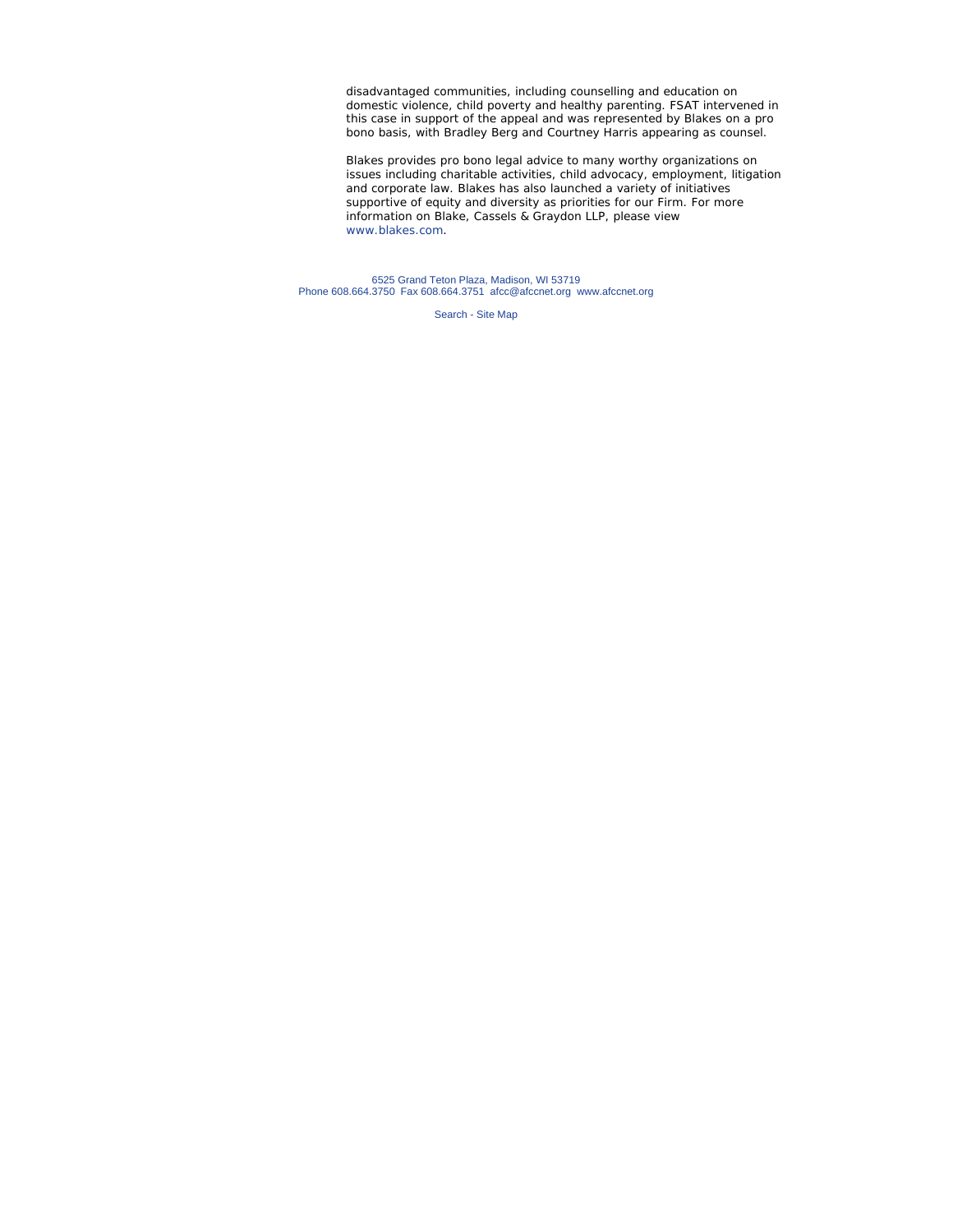disadvantaged communities, including counselling and education on domestic violence, child poverty and healthy parenting. FSAT intervened in this case in support of the appeal and was represented by Blakes on a pro bono basis, with Bradley Berg and Courtney Harris appearing as counsel.

Blakes provides pro bono legal advice to many worthy organizations on issues including charitable activities, child advocacy, employment, litigation and corporate law. Blakes has also launched a variety of initiatives supportive of equity and diversity as priorities for our Firm. For more information on Blake, Cassels & Graydon LLP, please view www.blakes.com.

6525 Grand Teton Plaza, Madison, WI 53719
Phone 608.664.3750 Fax 608.664.3751 afcc@afccnet.org www.afccnet.org

Search - Site Map